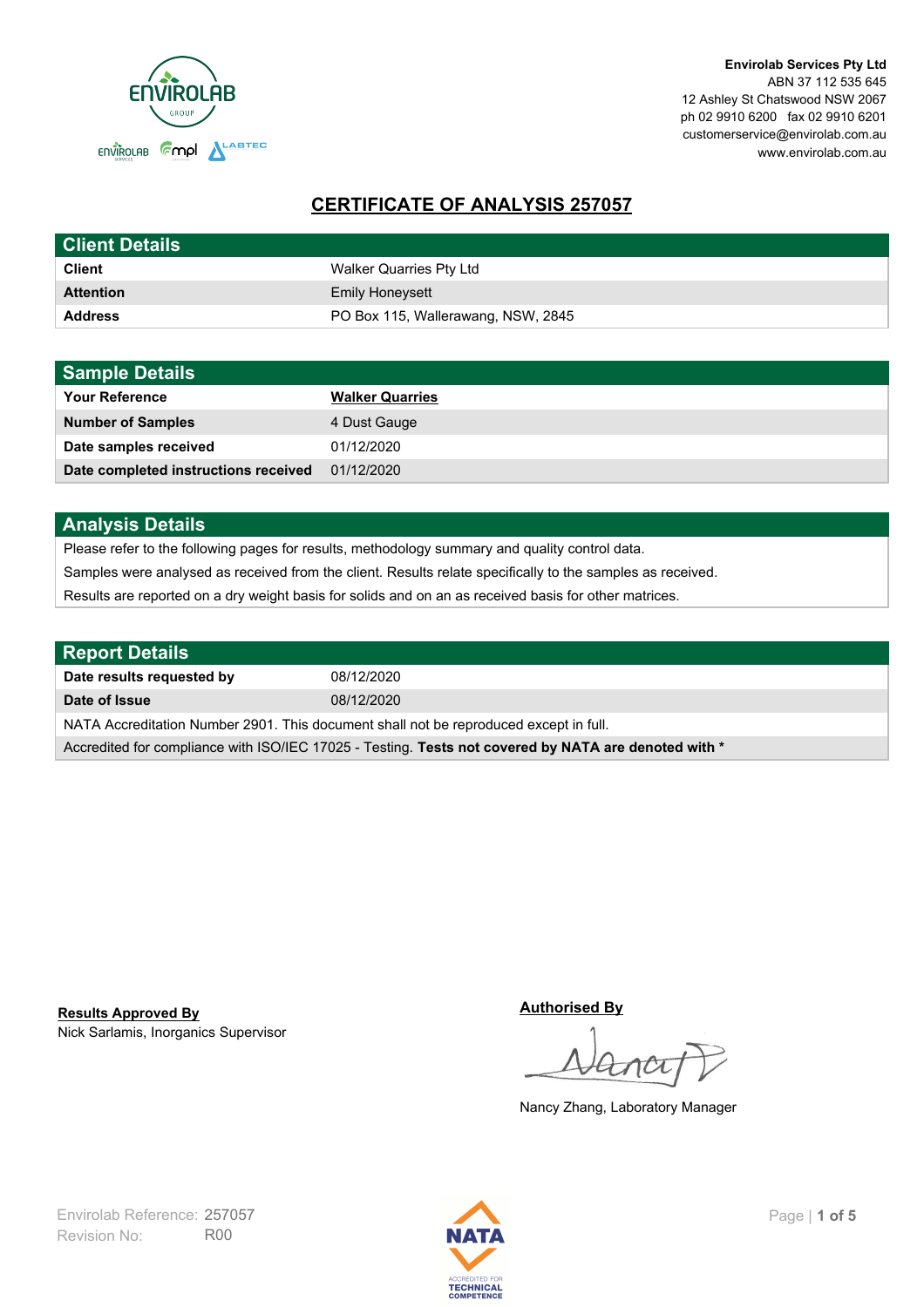**Envirolab Services Pty Ltd**
ABN 37 112 535 645
12 Ashley St Chatswood NSW 2067
ph 02 9910 6200 fax 02 9910 6201
customerservice@envirolab.com.au
www.envirolab.com.au

# CERTIFICATE OF ANALYSIS 257057

| Client Details | |
|---|---|
| **Client** | Walker Quarries Pty Ltd |
| **Attention** | Emily Honeysett |
| **Address** | PO Box 115, Wallerawang, NSW, 2845 |

| Sample Details | |
|---|---|
| **Your Reference** | **Walker Quarries** |
| **Number of Samples** | 4 Dust Gauge |
| **Date samples received** | 01/12/2020 |
| **Date completed instructions received** | 01/12/2020 |

## Analysis Details

Please refer to the following pages for results, methodology summary and quality control data.

Samples were analysed as received from the client. Results relate specifically to the samples as received.

Results are reported on a dry weight basis for solids and on an as received basis for other matrices.

| Report Details | |
|---|---|
| **Date results requested by** | 08/12/2020 |
| **Date of Issue** | 08/12/2020 |

NATA Accreditation Number 2901. This document shall not be reproduced except in full.

Accredited for compliance with ISO/IEC 17025 - Testing. **Tests not covered by NATA are denoted with ***

**Results Approved By**
Nick Sarlamis, Inorganics Supervisor

**Authorised By**
Nancy Zhang, Laboratory Manager

Envirolab Reference: 257057
Revision No: R00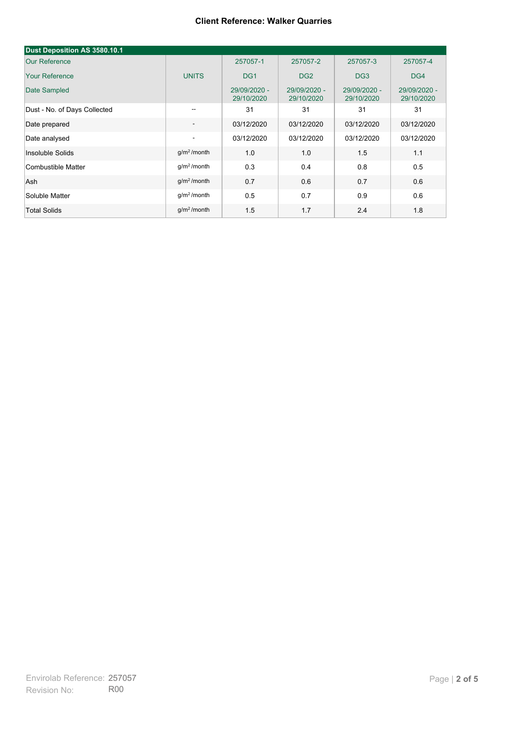**Client Reference: Walker Quarries**

| Dust Deposition AS 3580.10.1 | | | | | |
|---|---|---|---|---|---|
| Our Reference | | 257057-1 | 257057-2 | 257057-3 | 257057-4 |
| Your Reference | UNITS | DG1 | DG2 | DG3 | DG4 |
| Date Sampled | | 29/09/2020 - 29/10/2020 | 29/09/2020 - 29/10/2020 | 29/09/2020 - 29/10/2020 | 29/09/2020 - 29/10/2020 |
| Dust - No. of Days Collected | -- | 31 | 31 | 31 | 31 |
| Date prepared | - | 03/12/2020 | 03/12/2020 | 03/12/2020 | 03/12/2020 |
| Date analysed | - | 03/12/2020 | 03/12/2020 | 03/12/2020 | 03/12/2020 |
| Insoluble Solids | $g/m^2$/month | 1.0 | 1.0 | 1.5 | 1.1 |
| Combustible Matter | $g/m^2$/month | 0.3 | 0.4 | 0.8 | 0.5 |
| Ash | $g/m^2$/month | 0.7 | 0.6 | 0.7 | 0.6 |
| Soluble Matter | $g/m^2$/month | 0.5 | 0.7 | 0.9 | 0.6 |
| Total Solids | $g/m^2$/month | 1.5 | 1.7 | 2.4 | 1.8 |

Envirolab Reference: 257057
Revision No: R00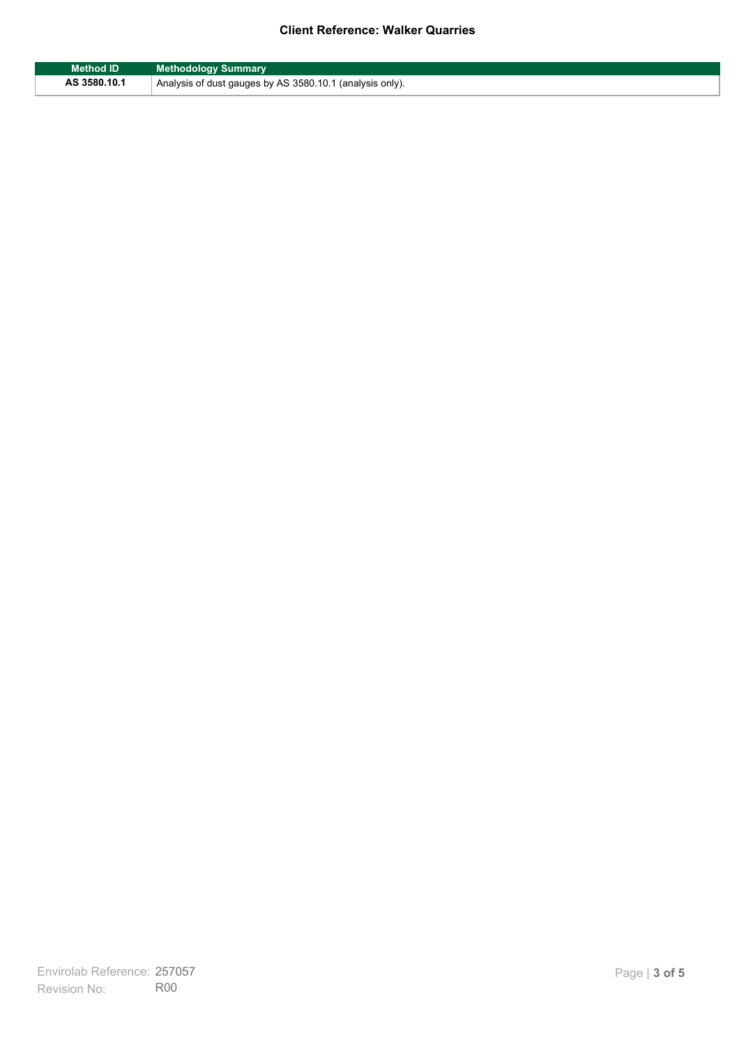| Method ID | Methodology Summary |
| --- | --- |
| **AS 3580.10.1** | Analysis of dust gauges by AS 3580.10.1 (analysis only). |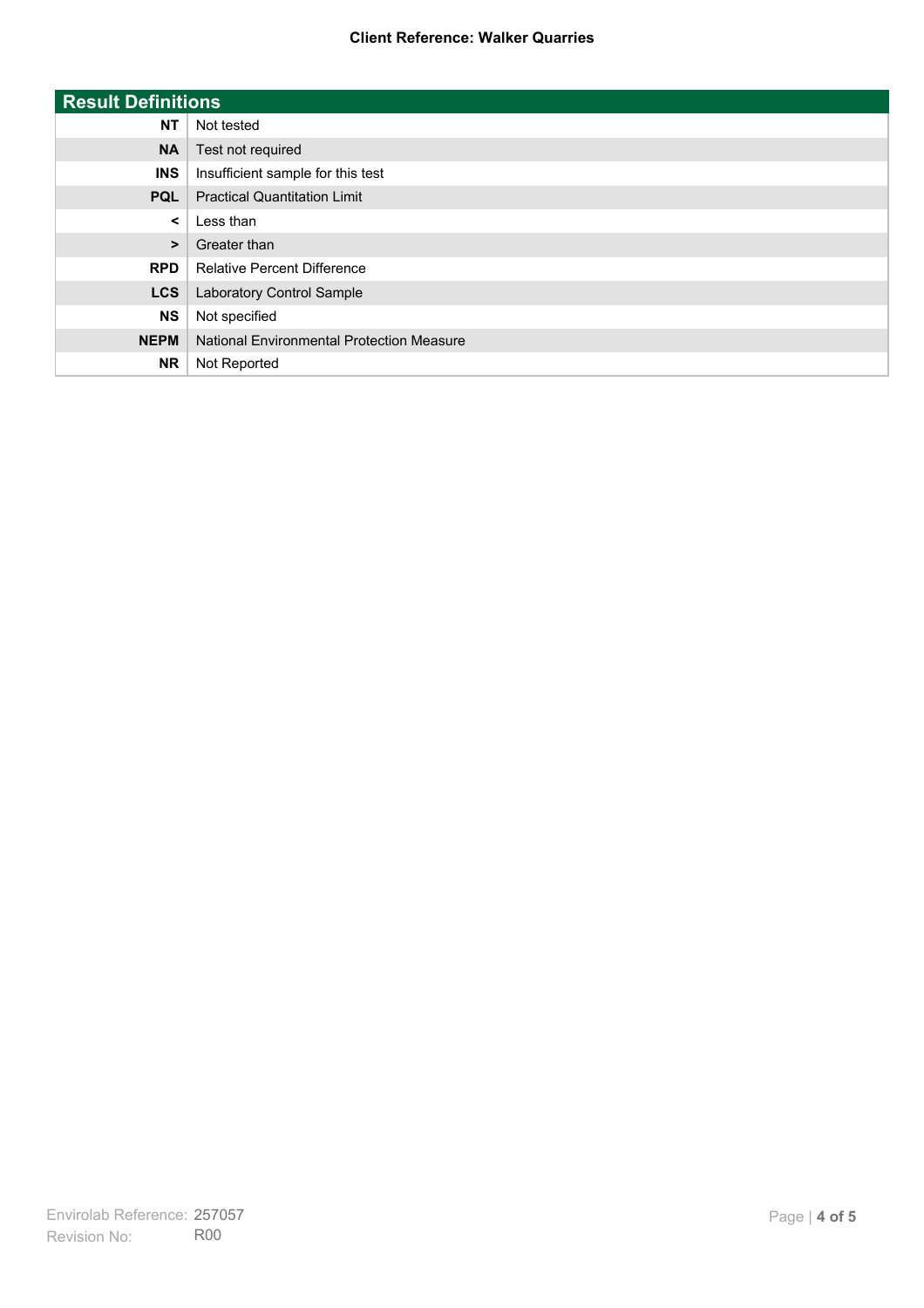## Result Definitions

| Abbreviation | Definition |
|---|---|
| **NT** | Not tested |
| **NA** | Test not required |
| **INS** | Insufficient sample for this test |
| **PQL** | Practical Quantitation Limit |
| **<** | Less than |
| **>** | Greater than |
| **RPD** | Relative Percent Difference |
| **LCS** | Laboratory Control Sample |
| **NS** | Not specified |
| **NEPM** | National Environmental Protection Measure |
| **NR** | Not Reported |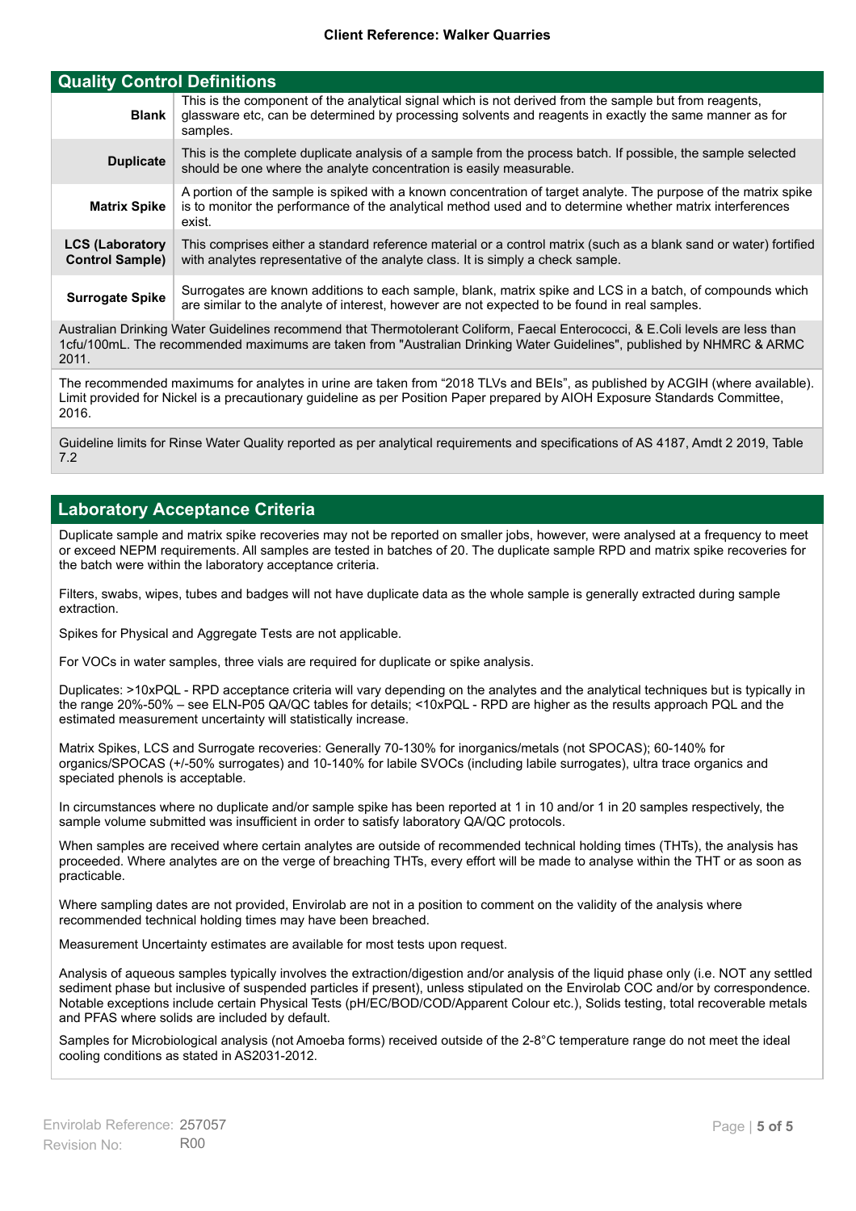## Quality Control Definitions

| | |
|---|---|
| **Blank** | This is the component of the analytical signal which is not derived from the sample but from reagents, glassware etc, can be determined by processing solvents and reagents in exactly the same manner as for samples. |
| **Duplicate** | This is the complete duplicate analysis of a sample from the process batch. If possible, the sample selected should be one where the analyte concentration is easily measurable. |
| **Matrix Spike** | A portion of the sample is spiked with a known concentration of target analyte. The purpose of the matrix spike is to monitor the performance of the analytical method used and to determine whether matrix interferences exist. |
| **LCS (Laboratory Control Sample)** | This comprises either a standard reference material or a control matrix (such as a blank sand or water) fortified with analytes representative of the analyte class. It is simply a check sample. |
| **Surrogate Spike** | Surrogates are known additions to each sample, blank, matrix spike and LCS in a batch, of compounds which are similar to the analyte of interest, however are not expected to be found in real samples. |

Australian Drinking Water Guidelines recommend that Thermotolerant Coliform, Faecal Enterococci, & E.Coli levels are less than 1cfu/100mL. The recommended maximums are taken from "Australian Drinking Water Guidelines", published by NHMRC & ARMC 2011.

The recommended maximums for analytes in urine are taken from "2018 TLVs and BEIs", as published by ACGIH (where available). Limit provided for Nickel is a precautionary guideline as per Position Paper prepared by AIOH Exposure Standards Committee, 2016.

Guideline limits for Rinse Water Quality reported as per analytical requirements and specifications of AS 4187, Amdt 2 2019, Table 7.2

## Laboratory Acceptance Criteria

Duplicate sample and matrix spike recoveries may not be reported on smaller jobs, however, were analysed at a frequency to meet or exceed NEPM requirements. All samples are tested in batches of 20. The duplicate sample RPD and matrix spike recoveries for the batch were within the laboratory acceptance criteria.

Filters, swabs, wipes, tubes and badges will not have duplicate data as the whole sample is generally extracted during sample extraction.

Spikes for Physical and Aggregate Tests are not applicable.

For VOCs in water samples, three vials are required for duplicate or spike analysis.

Duplicates: >10xPQL - RPD acceptance criteria will vary depending on the analytes and the analytical techniques but is typically in the range 20%-50% – see ELN-P05 QA/QC tables for details; <10xPQL - RPD are higher as the results approach PQL and the estimated measurement uncertainty will statistically increase.

Matrix Spikes, LCS and Surrogate recoveries: Generally 70-130% for inorganics/metals (not SPOCAS); 60-140% for organics/SPOCAS (+/-50% surrogates) and 10-140% for labile SVOCs (including labile surrogates), ultra trace organics and speciated phenols is acceptable.

In circumstances where no duplicate and/or sample spike has been reported at 1 in 10 and/or 1 in 20 samples respectively, the sample volume submitted was insufficient in order to satisfy laboratory QA/QC protocols.

When samples are received where certain analytes are outside of recommended technical holding times (THTs), the analysis has proceeded. Where analytes are on the verge of breaching THTs, every effort will be made to analyse within the THT or as soon as practicable.

Where sampling dates are not provided, Envirolab are not in a position to comment on the validity of the analysis where recommended technical holding times may have been breached.

Measurement Uncertainty estimates are available for most tests upon request.

Analysis of aqueous samples typically involves the extraction/digestion and/or analysis of the liquid phase only (i.e. NOT any settled sediment phase but inclusive of suspended particles if present), unless stipulated on the Envirolab COC and/or by correspondence. Notable exceptions include certain Physical Tests (pH/EC/BOD/COD/Apparent Colour etc.), Solids testing, total recoverable metals and PFAS where solids are included by default.

Samples for Microbiological analysis (not Amoeba forms) received outside of the 2-8°C temperature range do not meet the ideal cooling conditions as stated in AS2031-2012.